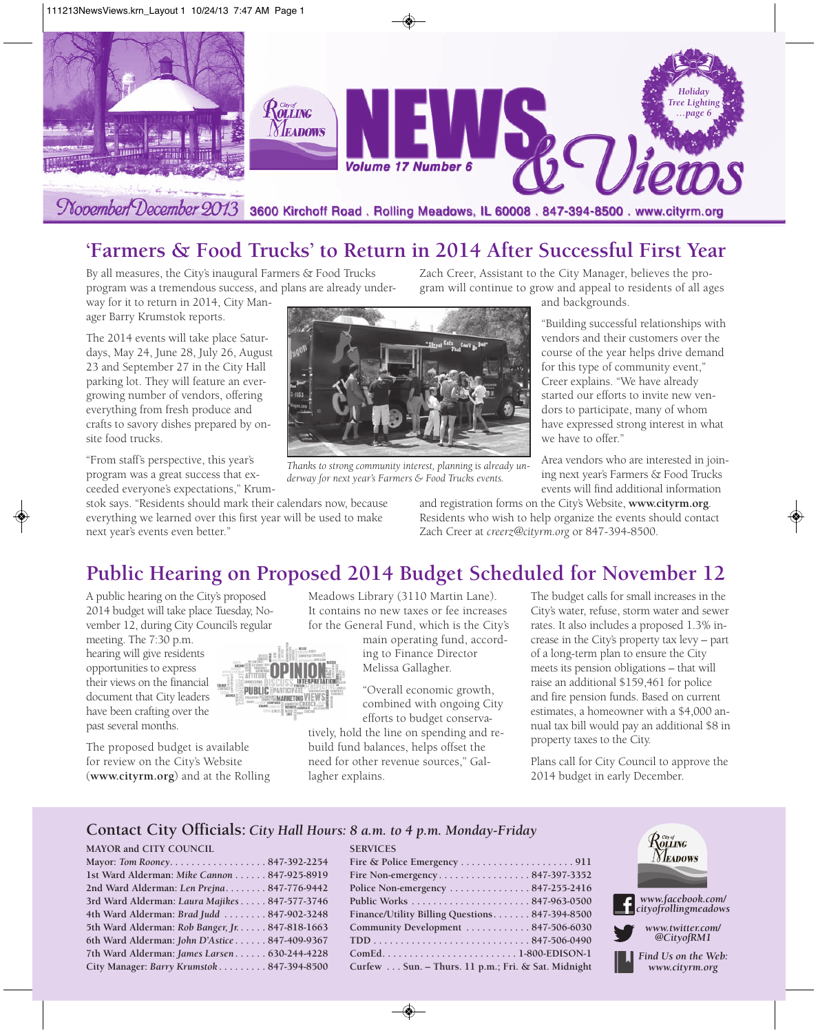# NEWS & Views

City of Rolling Meadows — Volume 17 Number 6

November/December 2013 — 3600 Kirchoff Road . Rolling Meadows, IL 60008 . 847-394-8500 . www.cityrm.org

*Holiday Tree Lighting …page 6*

## 'Farmers & Food Trucks' to Return in 2014 After Successful First Year

By all measures, the City's inaugural Farmers & Food Trucks program was a tremendous success, and plans are already underway for it to return in 2014, City Manager Barry Krumstok reports.

The 2014 events will take place Saturdays, May 24, June 28, July 26, August 23 and September 27 in the City Hall parking lot. They will feature an ever-growing number of vendors, offering everything from fresh produce and crafts to savory dishes prepared by on-site food trucks.

"From staff's perspective, this year's program was a great success that exceeded everyone's expectations," Krumstok says. "Residents should mark their calendars now, because everything we learned over this first year will be used to make next year's events even better."

*Thanks to strong community interest, planning is already underway for next year's Farmers & Food Trucks events.*

Zach Creer, Assistant to the City Manager, believes the program will continue to grow and appeal to residents of all ages and backgrounds.

"Building successful relationships with vendors and their customers over the course of the year helps drive demand for this type of community event," Creer explains. "We have already started our efforts to invite new vendors to participate, many of whom have expressed strong interest in what we have to offer."

Area vendors who are interested in joining next year's Farmers & Food Trucks events will find additional information and registration forms on the City's Website, **www.cityrm.org**. Residents who wish to help organize the events should contact Zach Creer at *creerz@cityrm.org* or 847-394-8500.

## Public Hearing on Proposed 2014 Budget Scheduled for November 12

A public hearing on the City's proposed 2014 budget will take place Tuesday, November 12, during City Council's regular meeting. The 7:30 p.m. hearing will give residents opportunities to express their views on the financial document that City leaders have been crafting over the past several months.

The proposed budget is available for review on the City's Website (**www.cityrm.org**) and at the Rolling Meadows Library (3110 Martin Lane). It contains no new taxes or fee increases for the General Fund, which is the City's main operating fund, according to Finance Director Melissa Gallagher.

"Overall economic growth, combined with ongoing City efforts to budget conservatively, hold the line on spending and rebuild fund balances, helps offset the need for other revenue sources," Gallagher explains.

The budget calls for small increases in the City's water, refuse, storm water and sewer rates. It also includes a proposed 1.3% increase in the City's property tax levy – part of a long-term plan to ensure the City meets its pension obligations – that will raise an additional $159,461 for police and fire pension funds. Based on current estimates, a homeowner with a $4,000 annual tax bill would pay an additional $8 in property taxes to the City.

Plans call for City Council to approve the 2014 budget in early December.

## Contact City Officials: *City Hall Hours: 8 a.m. to 4 p.m. Monday-Friday*

**MAYOR and CITY COUNCIL**

| | |
|---|---|
| Mayor: *Tom Rooney* | 847-392-2254 |
| 1st Ward Alderman: *Mike Cannon* | 847-925-8919 |
| 2nd Ward Alderman: *Len Prejna* | 847-776-9442 |
| 3rd Ward Alderman: *Laura Majikes* | 847-577-3746 |
| 4th Ward Alderman: *Brad Judd* | 847-902-3248 |
| 5th Ward Alderman: *Rob Banger, Jr.* | 847-818-1663 |
| 6th Ward Alderman: *John D'Astice* | 847-409-9367 |
| 7th Ward Alderman: *James Larsen* | 630-244-4228 |
| City Manager: *Barry Krumstok* | 847-394-8500 |

**SERVICES**

| | |
|---|---|
| Fire & Police Emergency | 911 |
| Fire Non-emergency | 847-397-3352 |
| Police Non-emergency | 847-255-2416 |
| Public Works | 847-963-0500 |
| Finance/Utility Billing Questions | 847-394-8500 |
| Community Development | 847-506-6030 |
| TDD | 847-506-0490 |
| ComEd | 1-800-EDISON-1 |
| Curfew | Sun. – Thurs. 11 p.m.; Fri. & Sat. Midnight |

*www.facebook.com/cityofrollingmeadows*

*www.twitter.com/@CityofRM1*

*Find Us on the Web: www.cityrm.org*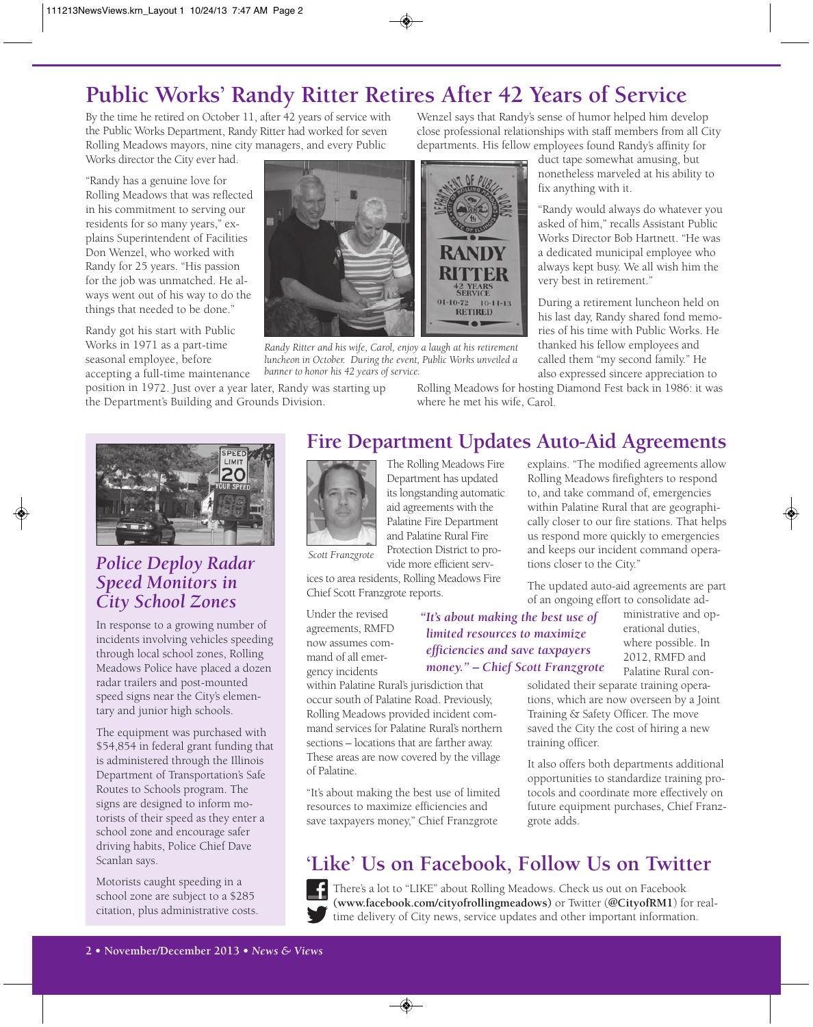# Public Works' Randy Ritter Retires After 42 Years of Service

By the time he retired on October 11, after 42 years of service with the Public Works Department, Randy Ritter had worked for seven Rolling Meadows mayors, nine city managers, and every Public Works director the City ever had.

"Randy has a genuine love for Rolling Meadows that was reflected in his commitment to serving our residents for so many years," explains Superintendent of Facilities Don Wenzel, who worked with Randy for 25 years. "His passion for the job was unmatched. He always went out of his way to do the things that needed to be done."

Randy got his start with Public Works in 1971 as a part-time seasonal employee, before accepting a full-time maintenance position in 1972. Just over a year later, Randy was starting up the Department's Building and Grounds Division.

*Randy Ritter and his wife, Carol, enjoy a laugh at his retirement luncheon in October. During the event, Public Works unveiled a banner to honor his 42 years of service.*

Wenzel says that Randy's sense of humor helped him develop close professional relationships with staff members from all City departments. His fellow employees found Randy's affinity for duct tape somewhat amusing, but nonetheless marveled at his ability to fix anything with it.

"Randy would always do whatever you asked of him," recalls Assistant Public Works Director Bob Hartnett. "He was a dedicated municipal employee who always kept busy. We all wish him the very best in retirement."

During a retirement luncheon held on his last day, Randy shared fond memories of his time with Public Works. He thanked his fellow employees and called them "my second family." He also expressed sincere appreciation to Rolling Meadows for hosting Diamond Fest back in 1986: it was where he met his wife, Carol.

## *Police Deploy Radar Speed Monitors in City School Zones*

In response to a growing number of incidents involving vehicles speeding through local school zones, Rolling Meadows Police have placed a dozen radar trailers and post-mounted speed signs near the City's elementary and junior high schools.

The equipment was purchased with $54,854 in federal grant funding that is administered through the Illinois Department of Transportation's Safe Routes to Schools program. The signs are designed to inform motorists of their speed as they enter a school zone and encourage safer driving habits, Police Chief Dave Scanlan says.

Motorists caught speeding in a school zone are subject to a $285 citation, plus administrative costs.

## Fire Department Updates Auto-Aid Agreements

*Scott Franzgrote*

The Rolling Meadows Fire Department has updated its longstanding automatic aid agreements with the Palatine Fire Department and Palatine Rural Fire Protection District to provide more efficient services to area residents, Rolling Meadows Fire Chief Scott Franzgrote reports.

Under the revised agreements, RMFD now assumes command of all emergency incidents within Palatine Rural's jurisdiction that occur south of Palatine Road. Previously, Rolling Meadows provided incident command services for Palatine Rural's northern sections – locations that are farther away. These areas are now covered by the village of Palatine.

*"It's about making the best use of limited resources to maximize efficiencies and save taxpayers money." – Chief Scott Franzgrote*

"It's about making the best use of limited resources to maximize efficiencies and save taxpayers money," Chief Franzgrote explains. "The modified agreements allow Rolling Meadows firefighters to respond to, and take command of, emergencies within Palatine Rural that are geographically closer to our fire stations. That helps us respond more quickly to emergencies and keeps our incident command operations closer to the City."

The updated auto-aid agreements are part of an ongoing effort to consolidate administrative and operational duties, where possible. In 2012, RMFD and Palatine Rural consolidated their separate training operations, which are now overseen by a Joint Training & Safety Officer. The move saved the City the cost of hiring a new training officer.

It also offers both departments additional opportunities to standardize training protocols and coordinate more effectively on future equipment purchases, Chief Franzgrote adds.

## 'Like' Us on Facebook, Follow Us on Twitter

There's a lot to "LIKE" about Rolling Meadows. Check us out on Facebook **(www.facebook.com/cityofrollingmeadows)** or Twitter (**@CityofRM1**) for real-time delivery of City news, service updates and other important information.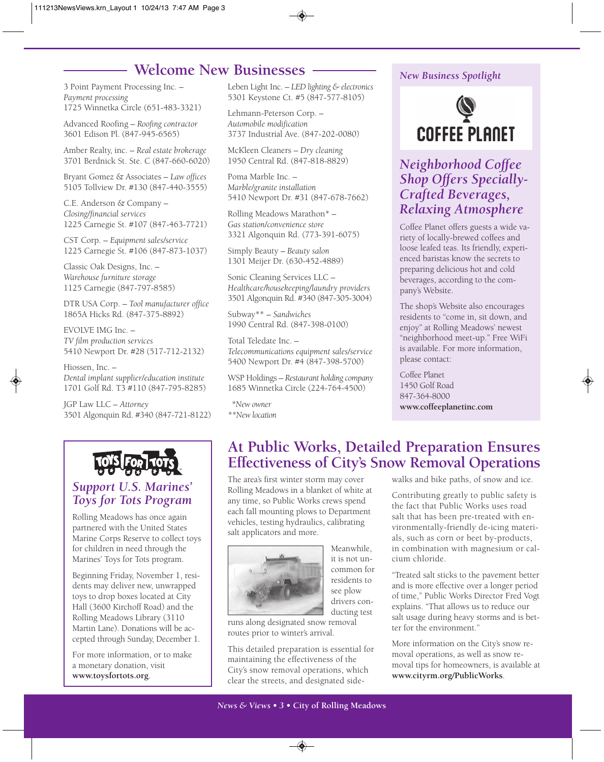## Welcome New Businesses

3 Point Payment Processing Inc. – *Payment processing*
1725 Winnetka Circle (651-483-3321)

Advanced Roofing – *Roofing contractor*
3601 Edison Pl. (847-945-6565)

Amber Realty, inc. – *Real estate brokerage*
3701 Berdnick St. Ste. C (847-660-6020)

Bryant Gomez & Associates – *Law offices*
5105 Tollview Dr. #130 (847-440-3555)

C.E. Anderson & Company – *Closing/financial services*
1225 Carnegie St. #107 (847-463-7721)

CST Corp. – *Equipment sales/service*
1225 Carnegie St. #106 (847-873-1037)

Classic Oak Designs, Inc. – *Warehouse furniture storage*
1125 Carnegie (847-797-8585)

DTR USA Corp. – *Tool manufacturer office*
1865A Hicks Rd. (847-375-8892)

EVOLVE IMG Inc. – *TV film production services*
5410 Newport Dr. #28 (517-712-2132)

Hiossen, Inc. – *Dental implant supplier/education institute*
1701 Golf Rd. T3 #110 (847-795-8285)

JGP Law LLC – *Attorney*
3501 Algonquin Rd. #340 (847-721-8122)

Leben Light Inc. – *LED lighting & electronics*
5301 Keystone Ct. #5 (847-577-8105)

Lehmann-Peterson Corp. – *Automobile modification*
3737 Industrial Ave. (847-202-0080)

McKleen Cleaners – *Dry cleaning*
1950 Central Rd. (847-818-8829)

Poma Marble Inc. – *Marble/granite installation*
5410 Newport Dr. #31 (847-678-7662)

Rolling Meadows Marathon* – *Gas station/convenience store*
3321 Algonquin Rd. (773-391-6075)

Simply Beauty – *Beauty salon*
1301 Meijer Dr. (630-452-4889)

Sonic Cleaning Services LLC – *Healthcare/housekeeping/laundry providers*
3501 Algonquin Rd. #340 (847-305-3004)

Subway** – *Sandwiches*
1990 Central Rd. (847-398-0100)

Total Teledate Inc. – *Telecommunications equipment sales/service*
5400 Newport Dr. #4 (847-398-5700)

WSP Holdings – *Restaurant holding company*
1685 Winnetka Circle (224-764-4500)

*\*New owner*
*\*\*New location*

### *New Business Spotlight*

COFFEE PLANET

### *Neighborhood Coffee Shop Offers Specially-Crafted Beverages, Relaxing Atmosphere*

Coffee Planet offers guests a wide variety of locally-brewed coffees and loose leafed teas. Its friendly, experienced baristas know the secrets to preparing delicious hot and cold beverages, according to the company's Website.

The shop's Website also encourages residents to "come in, sit down, and enjoy" at Rolling Meadows' newest "neighborhood meet-up." Free WiFi is available. For more information, please contact:

Coffee Planet
1450 Golf Road
847-364-8000
**www.coffeeplanetinc.com**

## *Support U.S. Marines' Toys for Tots Program*

Rolling Meadows has once again partnered with the United States Marine Corps Reserve to collect toys for children in need through the Marines' Toys for Tots program.

Beginning Friday, November 1, residents may deliver new, unwrapped toys to drop boxes located at City Hall (3600 Kirchoff Road) and the Rolling Meadows Library (3110 Martin Lane). Donations will be accepted through Sunday, December 1.

For more information, or to make a monetary donation, visit **www.toysfortots.org**.

## At Public Works, Detailed Preparation Ensures Effectiveness of City's Snow Removal Operations

The area's first winter storm may cover Rolling Meadows in a blanket of white at any time, so Public Works crews spend each fall mounting plows to Department vehicles, testing hydraulics, calibrating salt applicators and more.

Meanwhile, it is not uncommon for residents to see plow drivers conducting test runs along designated snow removal routes prior to winter's arrival.

This detailed preparation is essential for maintaining the effectiveness of the City's snow removal operations, which clear the streets, and designated sidewalks and bike paths, of snow and ice.

Contributing greatly to public safety is the fact that Public Works uses road salt that has been pre-treated with environmentally-friendly de-icing materials, such as corn or beet by-products, in combination with magnesium or calcium chloride.

"Treated salt sticks to the pavement better and is more effective over a longer period of time," Public Works Director Fred Vogt explains. "That allows us to reduce our salt usage during heavy storms and is better for the environment."

More information on the City's snow removal operations, as well as snow removal tips for homeowners, is available at **www.cityrm.org/PublicWorks**.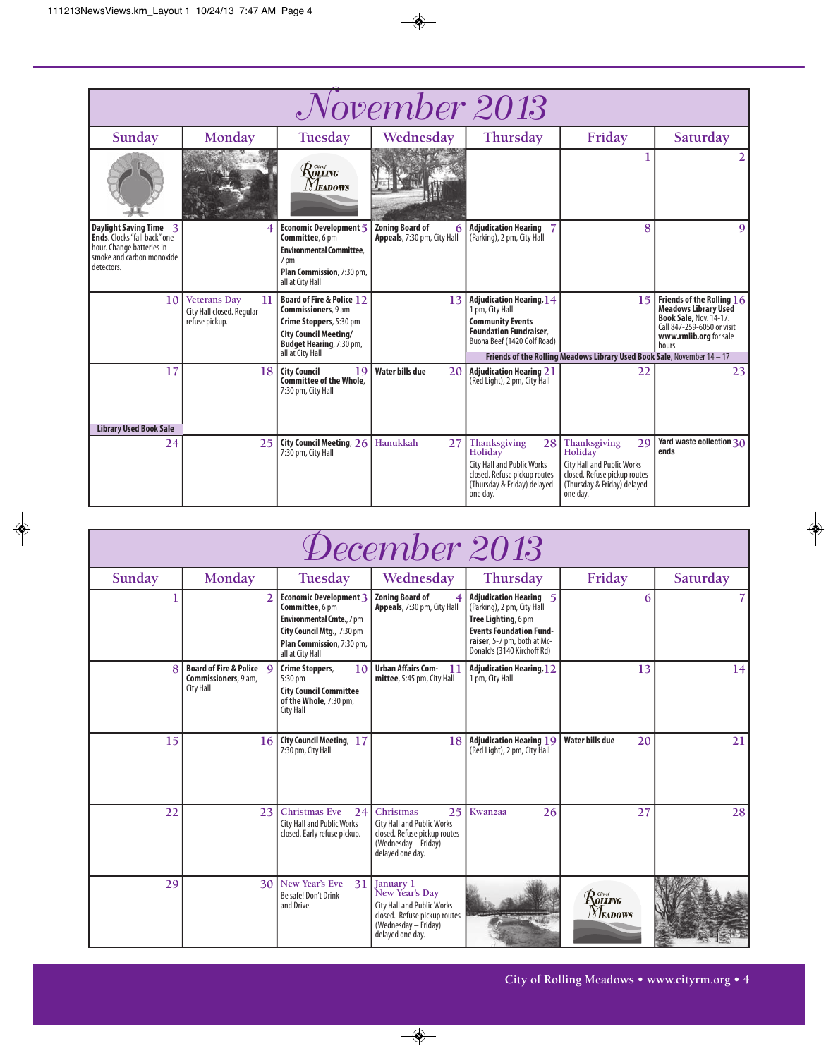# November 2013

| Sunday | Monday | Tuesday | Wednesday | Thursday | Friday | Saturday |
|---|---|---|---|---|---|---|
| | | | | | 1 | 2 |
| 3 **Daylight Saving Time Ends**. Clocks "fall back" one hour. Change batteries in smoke and carbon monoxide detectors. | 4 | 5 **Economic Development Committee**, 6 pm **Environmental Committee**, 7 pm **Plan Commission**, 7:30 pm, all at City Hall | 6 **Zoning Board of Appeals**, 7:30 pm, City Hall | 7 **Adjudication Hearing** (Parking), 2 pm, City Hall | 8 | 9 |
| 10 | 11 Veterans Day City Hall closed. Regular refuse pickup. | 12 **Board of Fire & Police Commissioners**, 9 am **Crime Stoppers**, 5:30 pm **City Council Meeting/ Budget Hearing**, 7:30 pm, all at City Hall | 13 | 14 **Adjudication Hearing**, 1 pm, City Hall **Community Events Foundation Fundraiser**, Buona Beef (1420 Golf Road) | 15 | 16 **Friends of the Rolling Meadows Library Used Book Sale**, Nov. 14-17. Call 847-259-6050 or visit **www.rmlib.org** for sale hours. |
| | | | | **Friends of the Rolling Meadows Library Used Book Sale**, November 14 – 17 | | |
| 17 **Library Used Book Sale** | 18 | 19 **City Council Committee of the Whole**, 7:30 pm, City Hall | 20 **Water bills due** | 21 **Adjudication Hearing** (Red Light), 2 pm, City Hall | 22 | 23 |
| 24 | 25 | 26 **City Council Meeting**, 7:30 pm, City Hall | 27 Hanukkah | 28 Thanksgiving Holiday City Hall and Public Works closed. Refuse pickup routes (Thursday & Friday) delayed one day. | 29 Thanksgiving Holiday City Hall and Public Works closed. Refuse pickup routes (Thursday & Friday) delayed one day. | 30 **Yard waste collection ends** |

# December 2013

| Sunday | Monday | Tuesday | Wednesday | Thursday | Friday | Saturday |
|---|---|---|---|---|---|---|
| 1 | 2 | 3 **Economic Development Committee**, 6 pm **Environmental Cmte.**, 7 pm **City Council Mtg.**, 7:30 pm **Plan Commission**, 7:30 pm, all at City Hall | 4 **Zoning Board of Appeals**, 7:30 pm, City Hall | 5 **Adjudication Hearing** (Parking), 2 pm, City Hall **Tree Lighting**, 6 pm **Events Foundation Fund-raiser**, 5-7 pm, both at McDonald's (3140 Kirchoff Rd) | 6 | 7 |
| 8 | 9 **Board of Fire & Police Commissioners**, 9 am, City Hall | 10 **Crime Stoppers**, 5:30 pm **City Council Committee of the Whole**, 7:30 pm, City Hall | 11 **Urban Affairs Committee**, 5:45 pm, City Hall | 12 **Adjudication Hearing**, 1 pm, City Hall | 13 | 14 |
| 15 | 16 | 17 **City Council Meeting**, 7:30 pm, City Hall | 18 | 19 **Adjudication Hearing** (Red Light), 2 pm, City Hall | 20 **Water bills due** | 21 |
| 22 | 23 | 24 Christmas Eve City Hall and Public Works closed. Early refuse pickup. | 25 Christmas City Hall and Public Works closed. Refuse pickup routes (Wednesday – Friday) delayed one day. | 26 Kwanzaa | 27 | 28 |
| 29 | 30 | 31 New Year's Eve Be safe! Don't Drink and Drive. | January 1 New Year's Day City Hall and Public Works closed. Refuse pickup routes (Wednesday – Friday) delayed one day. | | | |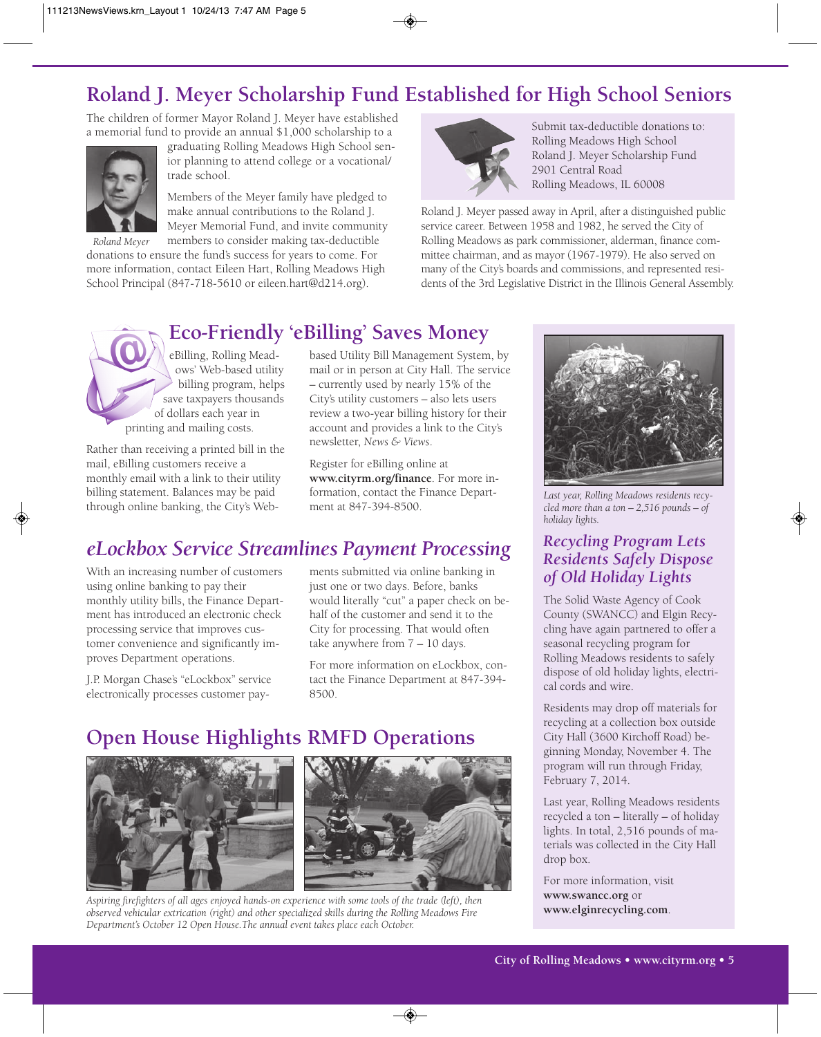# Roland J. Meyer Scholarship Fund Established for High School Seniors

The children of former Mayor Roland J. Meyer have established a memorial fund to provide an annual $1,000 scholarship to a graduating Rolling Meadows High School senior planning to attend college or a vocational/ trade school.

Roland Meyer

Members of the Meyer family have pledged to make annual contributions to the Roland J. Meyer Memorial Fund, and invite community members to consider making tax-deductible donations to ensure the fund's success for years to come. For more information, contact Eileen Hart, Rolling Meadows High School Principal (847-718-5610 or eileen.hart@d214.org).

Submit tax-deductible donations to:
Rolling Meadows High School
Roland J. Meyer Scholarship Fund
2901 Central Road
Rolling Meadows, IL 60008

Roland J. Meyer passed away in April, after a distinguished public service career. Between 1958 and 1982, he served the City of Rolling Meadows as park commissioner, alderman, finance committee chairman, and as mayor (1967-1979). He also served on many of the City's boards and commissions, and represented residents of the 3rd Legislative District in the Illinois General Assembly.

## Eco-Friendly 'eBilling' Saves Money

eBilling, Rolling Meadows' Web-based utility billing program, helps save taxpayers thousands of dollars each year in printing and mailing costs.

Rather than receiving a printed bill in the mail, eBilling customers receive a monthly email with a link to their utility billing statement. Balances may be paid through online banking, the City's Web-based Utility Bill Management System, by mail or in person at City Hall. The service – currently used by nearly 15% of the City's utility customers – also lets users review a two-year billing history for their account and provides a link to the City's newsletter, *News & Views*.

Register for eBilling online at **www.cityrm.org/finance**. For more information, contact the Finance Department at 847-394-8500.

## *eLockbox Service Streamlines Payment Processing*

With an increasing number of customers using online banking to pay their monthly utility bills, the Finance Department has introduced an electronic check processing service that improves customer convenience and significantly improves Department operations.

J.P. Morgan Chase's "eLockbox" service electronically processes customer payments submitted via online banking in just one or two days. Before, banks would literally "cut" a paper check on behalf of the customer and send it to the City for processing. That would often take anywhere from 7 – 10 days.

For more information on eLockbox, contact the Finance Department at 847-394-8500.

## Open House Highlights RMFD Operations

*Aspiring firefighters of all ages enjoyed hands-on experience with some tools of the trade (left), then observed vehicular extrication (right) and other specialized skills during the Rolling Meadows Fire Department's October 12 Open House. The annual event takes place each October.*

*Last year, Rolling Meadows residents recycled more than a ton – 2,516 pounds – of holiday lights.*

## *Recycling Program Lets Residents Safely Dispose of Old Holiday Lights*

The Solid Waste Agency of Cook County (SWANCC) and Elgin Recycling have again partnered to offer a seasonal recycling program for Rolling Meadows residents to safely dispose of old holiday lights, electrical cords and wire.

Residents may drop off materials for recycling at a collection box outside City Hall (3600 Kirchoff Road) beginning Monday, November 4. The program will run through Friday, February 7, 2014.

Last year, Rolling Meadows residents recycled a ton – literally – of holiday lights. In total, 2,516 pounds of materials was collected in the City Hall drop box.

For more information, visit **www.swancc.org** or **www.elginrecycling.com**.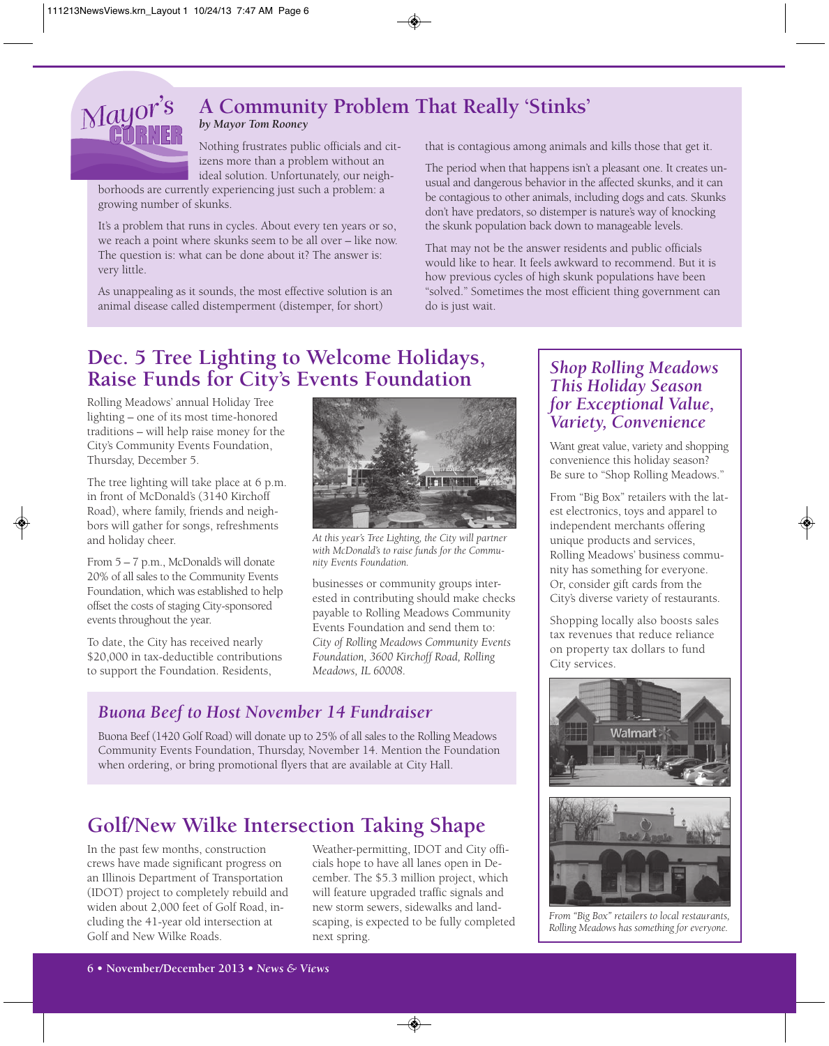Mayor's CORNER

## A Community Problem That Really 'Stinks'

*by Mayor Tom Rooney*

Nothing frustrates public officials and citizens more than a problem without an ideal solution. Unfortunately, our neighborhoods are currently experiencing just such a problem: a growing number of skunks.

It's a problem that runs in cycles. About every ten years or so, we reach a point where skunks seem to be all over – like now. The question is: what can be done about it? The answer is: very little.

As unappealing as it sounds, the most effective solution is an animal disease called distemperment (distemper, for short) that is contagious among animals and kills those that get it.

The period when that happens isn't a pleasant one. It creates unusual and dangerous behavior in the affected skunks, and it can be contagious to other animals, including dogs and cats. Skunks don't have predators, so distemper is nature's way of knocking the skunk population back down to manageable levels.

That may not be the answer residents and public officials would like to hear. It feels awkward to recommend. But it is how previous cycles of high skunk populations have been "solved." Sometimes the most efficient thing government can do is just wait.

## Dec. 5 Tree Lighting to Welcome Holidays, Raise Funds for City's Events Foundation

Rolling Meadows' annual Holiday Tree lighting – one of its most time-honored traditions – will help raise money for the City's Community Events Foundation, Thursday, December 5.

The tree lighting will take place at 6 p.m. in front of McDonald's (3140 Kirchoff Road), where family, friends and neighbors will gather for songs, refreshments and holiday cheer.

From 5 – 7 p.m., McDonald's will donate 20% of all sales to the Community Events Foundation, which was established to help offset the costs of staging City-sponsored events throughout the year.

To date, the City has received nearly $20,000 in tax-deductible contributions to support the Foundation. Residents, businesses or community groups interested in contributing should make checks payable to Rolling Meadows Community Events Foundation and send them to: *City of Rolling Meadows Community Events Foundation, 3600 Kirchoff Road, Rolling Meadows, IL 60008.*

*At this year's Tree Lighting, the City will partner with McDonald's to raise funds for the Community Events Foundation.*

## *Buona Beef to Host November 14 Fundraiser*

Buona Beef (1420 Golf Road) will donate up to 25% of all sales to the Rolling Meadows Community Events Foundation, Thursday, November 14. Mention the Foundation when ordering, or bring promotional flyers that are available at City Hall.

## Golf/New Wilke Intersection Taking Shape

In the past few months, construction crews have made significant progress on an Illinois Department of Transportation (IDOT) project to completely rebuild and widen about 2,000 feet of Golf Road, including the 41-year old intersection at Golf and New Wilke Roads.

Weather-permitting, IDOT and City officials hope to have all lanes open in December. The $5.3 million project, which will feature upgraded traffic signals and new storm sewers, sidewalks and landscaping, is expected to be fully completed next spring.

## *Shop Rolling Meadows This Holiday Season for Exceptional Value, Variety, Convenience*

Want great value, variety and shopping convenience this holiday season? Be sure to "Shop Rolling Meadows."

From "Big Box" retailers with the latest electronics, toys and apparel to independent merchants offering unique products and services, Rolling Meadows' business community has something for everyone. Or, consider gift cards from the City's diverse variety of restaurants.

Shopping locally also boosts sales tax revenues that reduce reliance on property tax dollars to fund City services.

*From "Big Box" retailers to local restaurants, Rolling Meadows has something for everyone.*